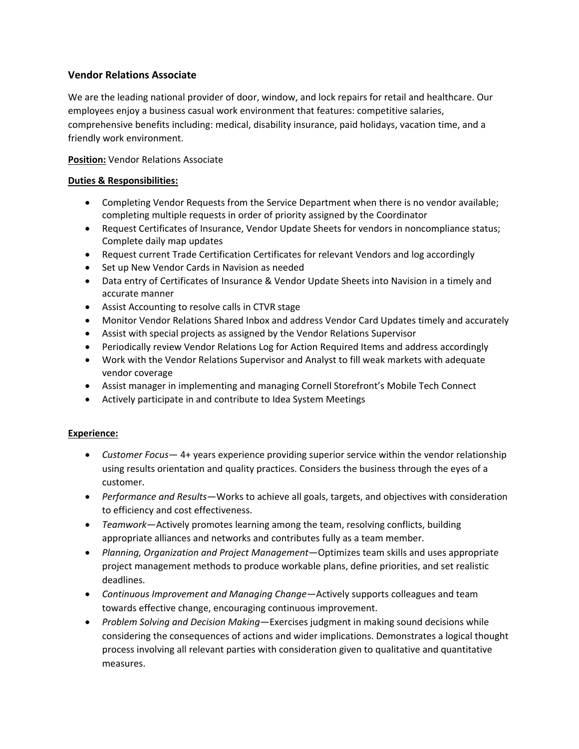## Vendor Relations Associate

We are the leading national provider of door, window, and lock repairs for retail and healthcare. Our employees enjoy a business casual work environment that features: competitive salaries, comprehensive benefits including: medical, disability insurance, paid holidays, vacation time, and a friendly work environment.

**Position:** Vendor Relations Associate

**Duties & Responsibilities:**

- Completing Vendor Requests from the Service Department when there is no vendor available; completing multiple requests in order of priority assigned by the Coordinator
- Request Certificates of Insurance, Vendor Update Sheets for vendors in noncompliance status; Complete daily map updates
- Request current Trade Certification Certificates for relevant Vendors and log accordingly
- Set up New Vendor Cards in Navision as needed
- Data entry of Certificates of Insurance & Vendor Update Sheets into Navision in a timely and accurate manner
- Assist Accounting to resolve calls in CTVR stage
- Monitor Vendor Relations Shared Inbox and address Vendor Card Updates timely and accurately
- Assist with special projects as assigned by the Vendor Relations Supervisor
- Periodically review Vendor Relations Log for Action Required Items and address accordingly
- Work with the Vendor Relations Supervisor and Analyst to fill weak markets with adequate vendor coverage
- Assist manager in implementing and managing Cornell Storefront's Mobile Tech Connect
- Actively participate in and contribute to Idea System Meetings

**Experience:**

- *Customer Focus*— 4+ years experience providing superior service within the vendor relationship using results orientation and quality practices. Considers the business through the eyes of a customer.
- *Performance and Results*—Works to achieve all goals, targets, and objectives with consideration to efficiency and cost effectiveness.
- *Teamwork*—Actively promotes learning among the team, resolving conflicts, building appropriate alliances and networks and contributes fully as a team member.
- *Planning, Organization and Project Management*—Optimizes team skills and uses appropriate project management methods to produce workable plans, define priorities, and set realistic deadlines.
- *Continuous Improvement and Managing Change*—Actively supports colleagues and team towards effective change, encouraging continuous improvement.
- *Problem Solving and Decision Making*—Exercises judgment in making sound decisions while considering the consequences of actions and wider implications. Demonstrates a logical thought process involving all relevant parties with consideration given to qualitative and quantitative measures.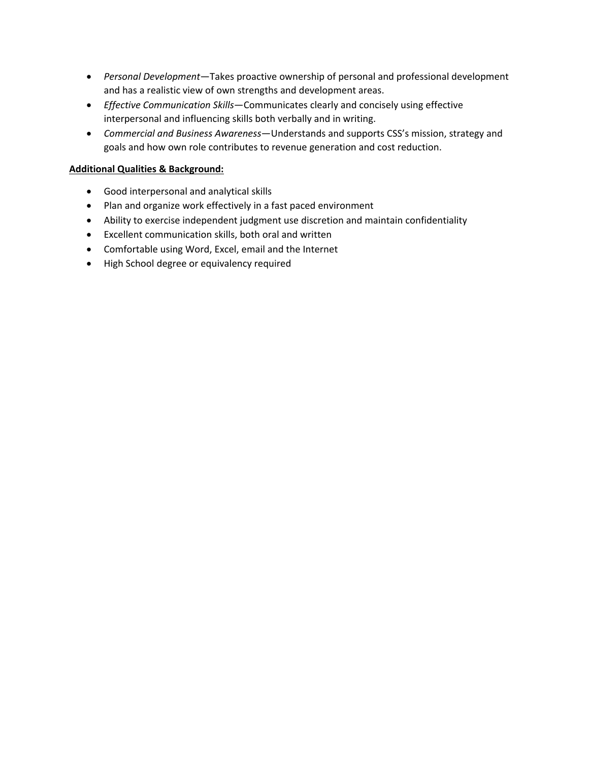- *Personal Development*—Takes proactive ownership of personal and professional development and has a realistic view of own strengths and development areas.
- *Effective Communication Skills*—Communicates clearly and concisely using effective interpersonal and influencing skills both verbally and in writing.
- *Commercial and Business Awareness*—Understands and supports CSS's mission, strategy and goals and how own role contributes to revenue generation and cost reduction.

**Additional Qualities & Background:**

- Good interpersonal and analytical skills
- Plan and organize work effectively in a fast paced environment
- Ability to exercise independent judgment use discretion and maintain confidentiality
- Excellent communication skills, both oral and written
- Comfortable using Word, Excel, email and the Internet
- High School degree or equivalency required